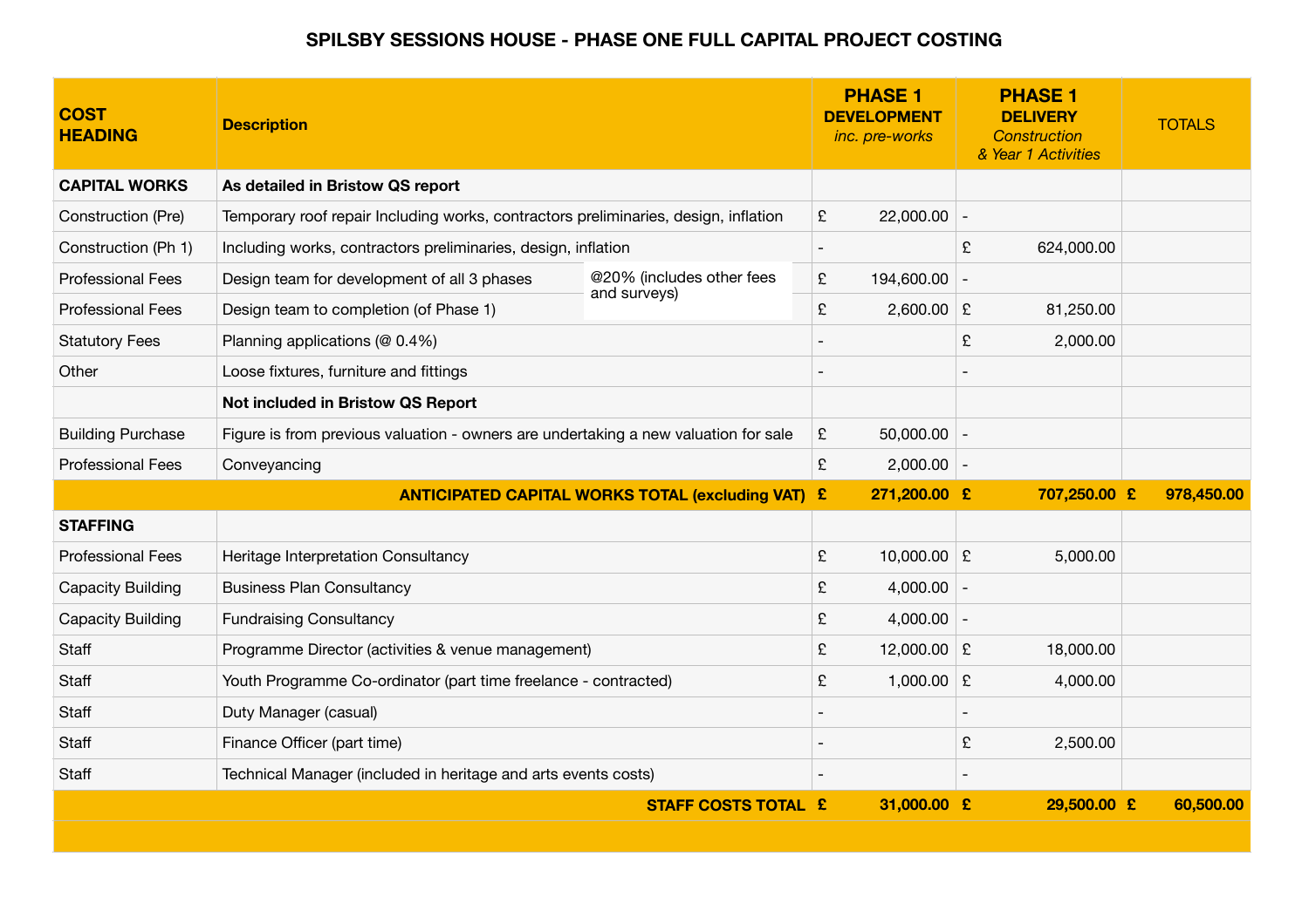# SPILSBY SESSIONS HOUSE - PHASE ONE FULL CAPITAL PROJECT COSTING

| COST HEADING | Description | PHASE 1 DEVELOPMENT *inc. pre-works* | PHASE 1 DELIVERY *Construction & Year 1 Activities* | TOTALS |
|---|---|---|---|---|
| **CAPITAL WORKS** | **As detailed in Bristow QS report** | | | |
| Construction (Pre) | Temporary roof repair Including works, contractors preliminaries, design, inflation | £ 22,000.00 | - | |
| Construction (Ph 1) | Including works, contractors preliminaries, design, inflation | - | £ 624,000.00 | |
| Professional Fees | Design team for development of all 3 phases — @20% (includes other fees and surveys) | £ 194,600.00 | - | |
| Professional Fees | Design team to completion (of Phase 1) | £ 2,600.00 | £ 81,250.00 | |
| Statutory Fees | Planning applications (@ 0.4%) | - | £ 2,000.00 | |
| Other | Loose fixtures, furniture and fittings | - | - | |
| | **Not included in Bristow QS Report** | | | |
| Building Purchase | Figure is from previous valuation - owners are undertaking a new valuation for sale | £ 50,000.00 | - | |
| Professional Fees | Conveyancing | £ 2,000.00 | - | |
| | **ANTICIPATED CAPITAL WORKS TOTAL (excluding VAT)** | **£ 271,200.00** | **£ 707,250.00** | **£ 978,450.00** |
| **STAFFING** | | | | |
| Professional Fees | Heritage Interpretation Consultancy | £ 10,000.00 | £ 5,000.00 | |
| Capacity Building | Business Plan Consultancy | £ 4,000.00 | - | |
| Capacity Building | Fundraising Consultancy | £ 4,000.00 | - | |
| Staff | Programme Director (activities & venue management) | £ 12,000.00 | £ 18,000.00 | |
| Staff | Youth Programme Co-ordinator (part time freelance - contracted) | £ 1,000.00 | £ 4,000.00 | |
| Staff | Duty Manager (casual) | - | - | |
| Staff | Finance Officer (part time) | - | £ 2,500.00 | |
| Staff | Technical Manager (included in heritage and arts events costs) | - | - | |
| | **STAFF COSTS TOTAL** | **£ 31,000.00** | **£ 29,500.00** | **£ 60,500.00** |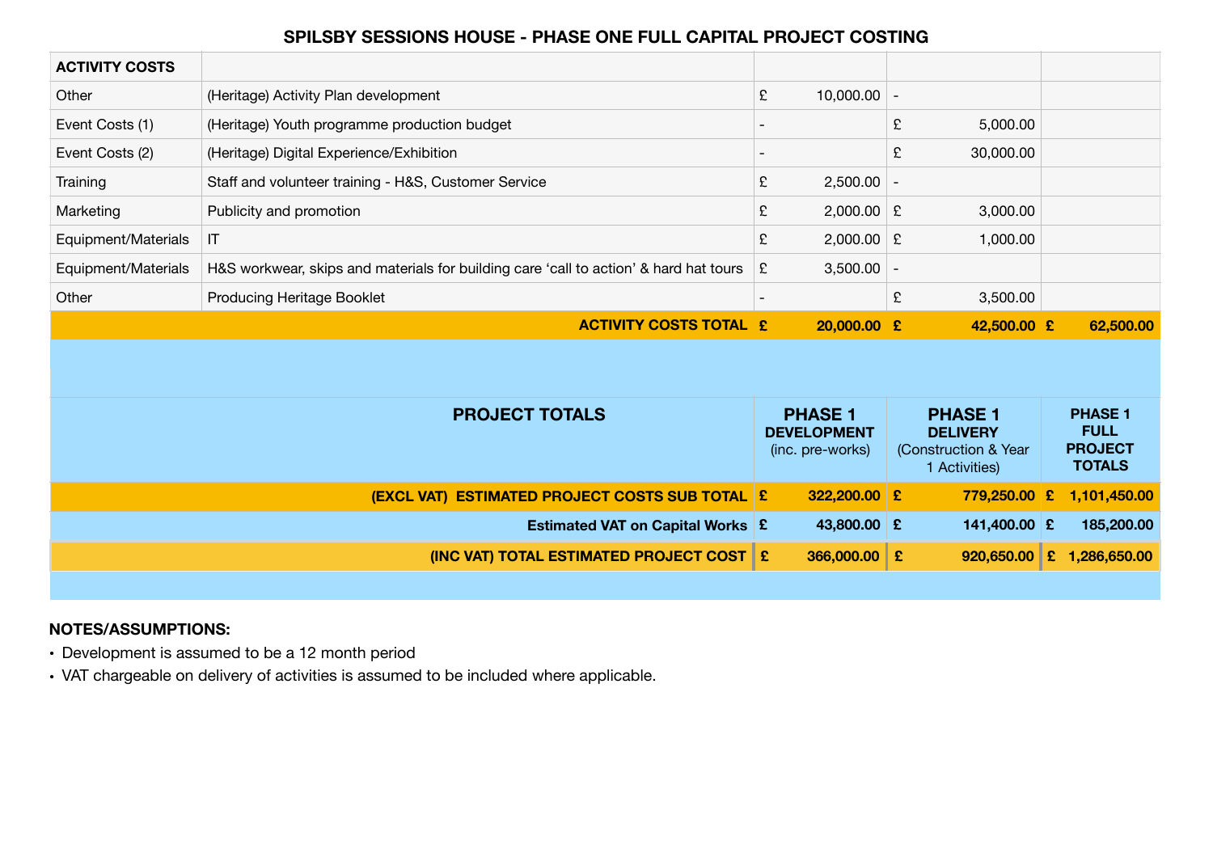## SPILSBY SESSIONS HOUSE - PHASE ONE FULL CAPITAL PROJECT COSTING

| **ACTIVITY COSTS** | | | | |
|---|---|---|---|---|
| Other | (Heritage) Activity Plan development | £ 10,000.00 | - | |
| Event Costs (1) | (Heritage) Youth programme production budget | - | £ 5,000.00 | |
| Event Costs (2) | (Heritage) Digital Experience/Exhibition | - | £ 30,000.00 | |
| Training | Staff and volunteer training - H&S, Customer Service | £ 2,500.00 | - | |
| Marketing | Publicity and promotion | £ 2,000.00 | £ 3,000.00 | |
| Equipment/Materials | IT | £ 2,000.00 | £ 1,000.00 | |
| Equipment/Materials | H&S workwear, skips and materials for building care 'call to action' & hard hat tours | £ 3,500.00 | - | |
| Other | Producing Heritage Booklet | - | £ 3,500.00 | |
| | **ACTIVITY COSTS TOTAL** | **£ 20,000.00** | **£ 42,500.00** | **£ 62,500.00** |

| **PROJECT TOTALS** | **PHASE 1 DEVELOPMENT** (inc. pre-works) | **PHASE 1 DELIVERY** (Construction & Year 1 Activities) | **PHASE 1 FULL PROJECT TOTALS** |
|---|---|---|---|
| **(EXCL VAT) ESTIMATED PROJECT COSTS SUB TOTAL** | **£ 322,200.00** | **£ 779,250.00** | **£ 1,101,450.00** |
| **Estimated VAT on Capital Works** | **£ 43,800.00** | **£ 141,400.00** | **£ 185,200.00** |
| **(INC VAT) TOTAL ESTIMATED PROJECT COST** | **£ 366,000.00** | **£ 920,650.00** | **£ 1,286,650.00** |

**NOTES/ASSUMPTIONS:**

- Development is assumed to be a 12 month period
- VAT chargeable on delivery of activities is assumed to be included where applicable.